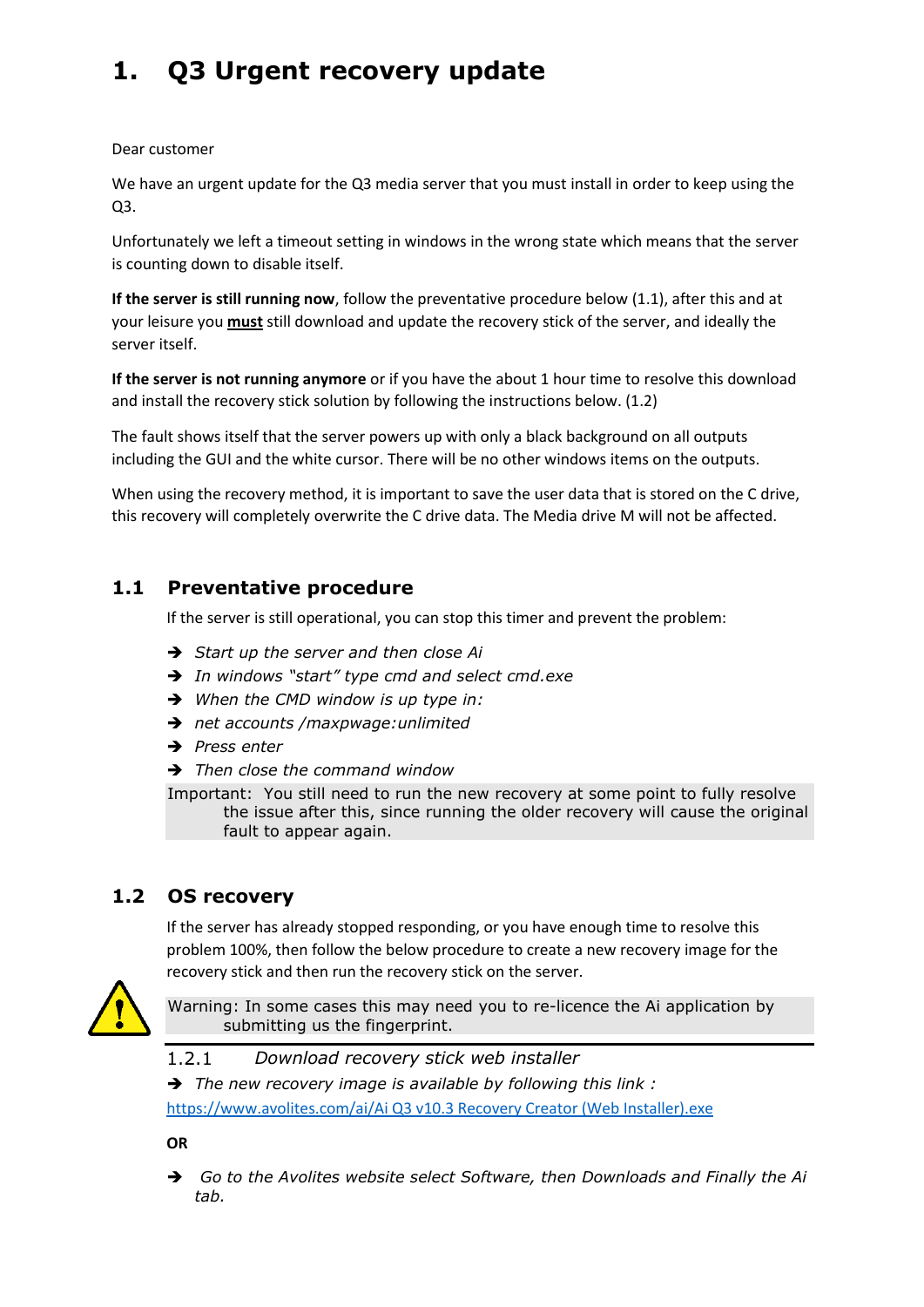# 1. Q3 Urgent recovery update

Dear customer

We have an urgent update for the Q3 media server that you must install in order to keep using the Q3.

Unfortunately we left a timeout setting in windows in the wrong state which means that the server is counting down to disable itself.

**If the server is still running now**, follow the preventative procedure below (1.1), after this and at your leisure you **must** still download and update the recovery stick of the server, and ideally the server itself.

**If the server is not running anymore** or if you have the about 1 hour time to resolve this download and install the recovery stick solution by following the instructions below. (1.2)

The fault shows itself that the server powers up with only a black background on all outputs including the GUI and the white cursor. There will be no other windows items on the outputs.

When using the recovery method, it is important to save the user data that is stored on the C drive, this recovery will completely overwrite the C drive data. The Media drive M will not be affected.

## 1.1 Preventative procedure

If the server is still operational, you can stop this timer and prevent the problem:

- *Start up the server and then close Ai*
- *In windows "start" type cmd and select cmd.exe*
- *When the CMD window is up type in:*
- *net accounts /maxpwage:unlimited*
- *Press enter*
- *Then close the command window*

Important: You still need to run the new recovery at some point to fully resolve the issue after this, since running the older recovery will cause the original fault to appear again.

## 1.2 OS recovery

If the server has already stopped responding, or you have enough time to resolve this problem 100%, then follow the below procedure to create a new recovery image for the recovery stick and then run the recovery stick on the server.

Warning: In some cases this may need you to re-licence the Ai application by submitting us the fingerprint.

### 1.2.1 *Download recovery stick web installer*

- *The new recovery image is available by following this link :*

https://www.avolites.com/ai/Ai Q3 v10.3 Recovery Creator (Web Installer).exe

**OR**

- *Go to the Avolites website select Software, then Downloads and Finally the Ai tab.*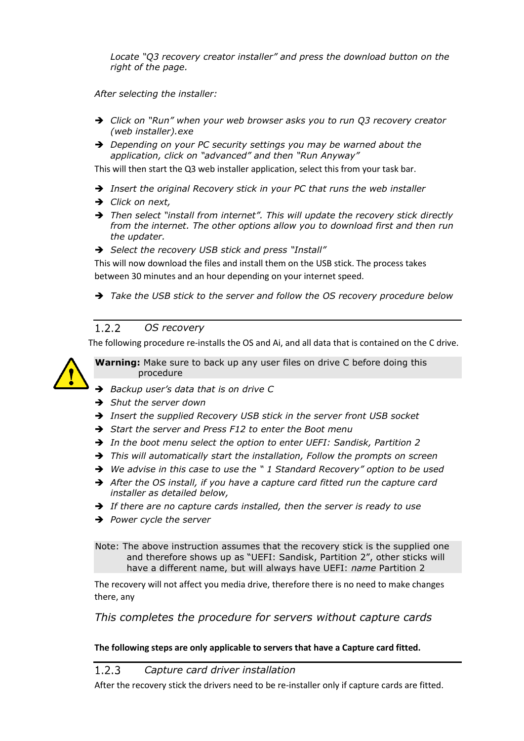*Locate "Q3 recovery creator installer" and press the download button on the right of the page.*

*After selecting the installer:*

- *Click on "Run" when your web browser asks you to run Q3 recovery creator (web installer).exe*
- *Depending on your PC security settings you may be warned about the application, click on "advanced" and then "Run Anyway"*

This will then start the Q3 web installer application, select this from your task bar.

- *Insert the original Recovery stick in your PC that runs the web installer*
- *Click on next,*
- *Then select "install from internet". This will update the recovery stick directly from the internet. The other options allow you to download first and then run the updater.*
- *Select the recovery USB stick and press "Install"*

This will now download the files and install them on the USB stick. The process takes between 30 minutes and an hour depending on your internet speed.

- *Take the USB stick to the server and follow the OS recovery procedure below*

### 1.2.2 *OS recovery*

The following procedure re-installs the OS and Ai, and all data that is contained on the C drive.

**Warning:** Make sure to back up any user files on drive C before doing this procedure

- *Backup user's data that is on drive C*
- *Shut the server down*
- *Insert the supplied Recovery USB stick in the server front USB socket*
- *Start the server and Press F12 to enter the Boot menu*
- *In the boot menu select the option to enter UEFI: Sandisk, Partition 2*
- *This will automatically start the installation, Follow the prompts on screen*
- *We advise in this case to use the " 1 Standard Recovery" option to be used*
- *After the OS install, if you have a capture card fitted run the capture card installer as detailed below,*
- *If there are no capture cards installed, then the server is ready to use*
- *Power cycle the server*

Note: The above instruction assumes that the recovery stick is the supplied one and therefore shows up as "UEFI: Sandisk, Partition 2", other sticks will have a different name, but will always have UEFI: *name* Partition 2

The recovery will not affect you media drive, therefore there is no need to make changes there, any

*This completes the procedure for servers without capture cards*

**The following steps are only applicable to servers that have a Capture card fitted.**

### 1.2.3 *Capture card driver installation*

After the recovery stick the drivers need to be re-installer only if capture cards are fitted.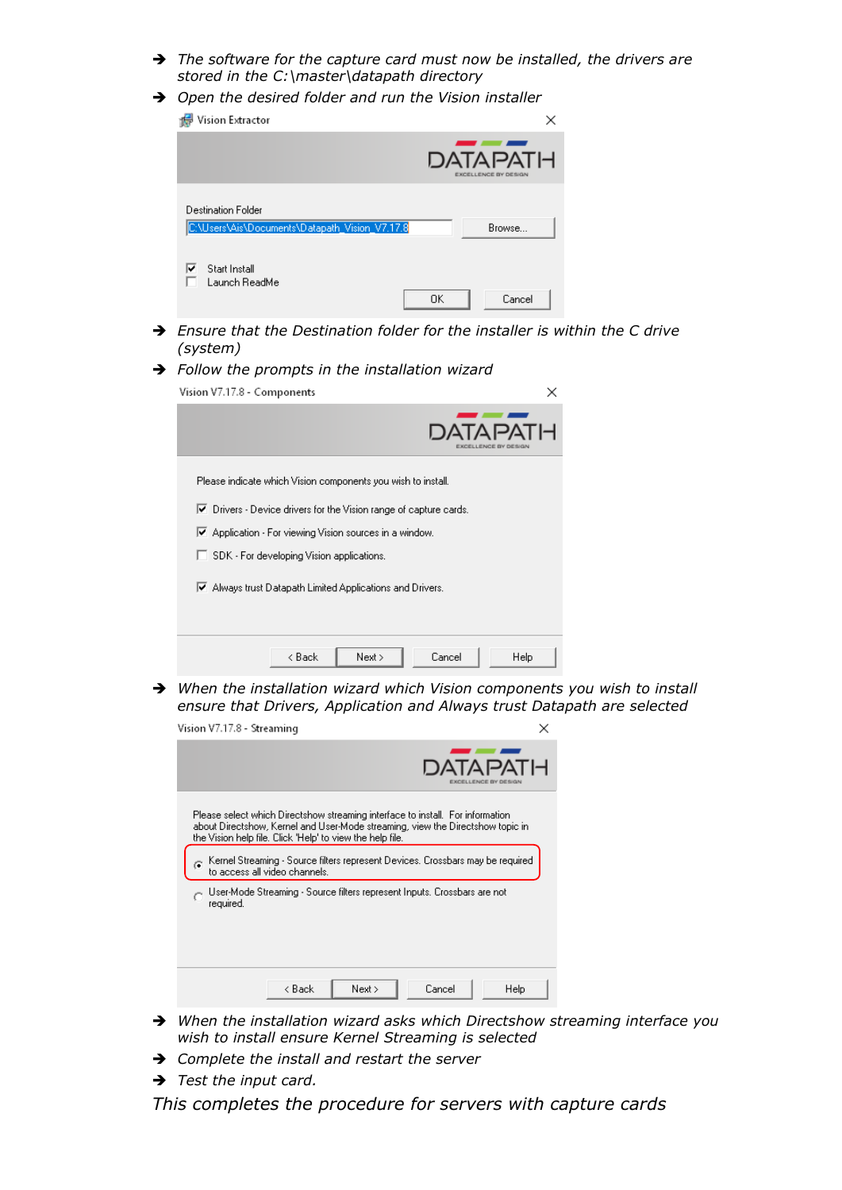- *The software for the capture card must now be installed, the drivers are stored in the C:\master\datapath directory*
- *Open the desired folder and run the Vision installer*

Vision Extractor

DATAPATH
EXCELLENCE BY DESIGN

Destination Folder

C:\Users\Ais\Documents\Datapath_Vision_V7.17.8

Browse...

☑ Start Install
☐ Launch ReadMe

OK Cancel

- *Ensure that the Destination folder for the installer is within the C drive (system)*
- *Follow the prompts in the installation wizard*

Vision V7.17.8 - Components

DATAPATH
EXCELLENCE BY DESIGN

Please indicate which Vision components you wish to install.

☑ Drivers - Device drivers for the Vision range of capture cards.
☑ Application - For viewing Vision sources in a window.
☐ SDK - For developing Vision applications.
☑ Always trust Datapath Limited Applications and Drivers.

< Back Next > Cancel Help

- *When the installation wizard which Vision components you wish to install ensure that Drivers, Application and Always trust Datapath are selected*

Vision V7.17.8 - Streaming

DATAPATH
EXCELLENCE BY DESIGN

Please select which Directshow streaming interface to install. For information about Directshow, Kernel and User-Mode streaming, view the Directshow topic in the Vision help file. Click 'Help' to view the help file.

◉ Kernel Streaming - Source filters represent Devices. Crossbars may be required to access all video channels.

○ User-Mode Streaming - Source filters represent Inputs. Crossbars are not required.

< Back Next > Cancel Help

- *When the installation wizard asks which Directshow streaming interface you wish to install ensure Kernel Streaming is selected*
- *Complete the install and restart the server*
- *Test the input card.*

*This completes the procedure for servers with capture cards*